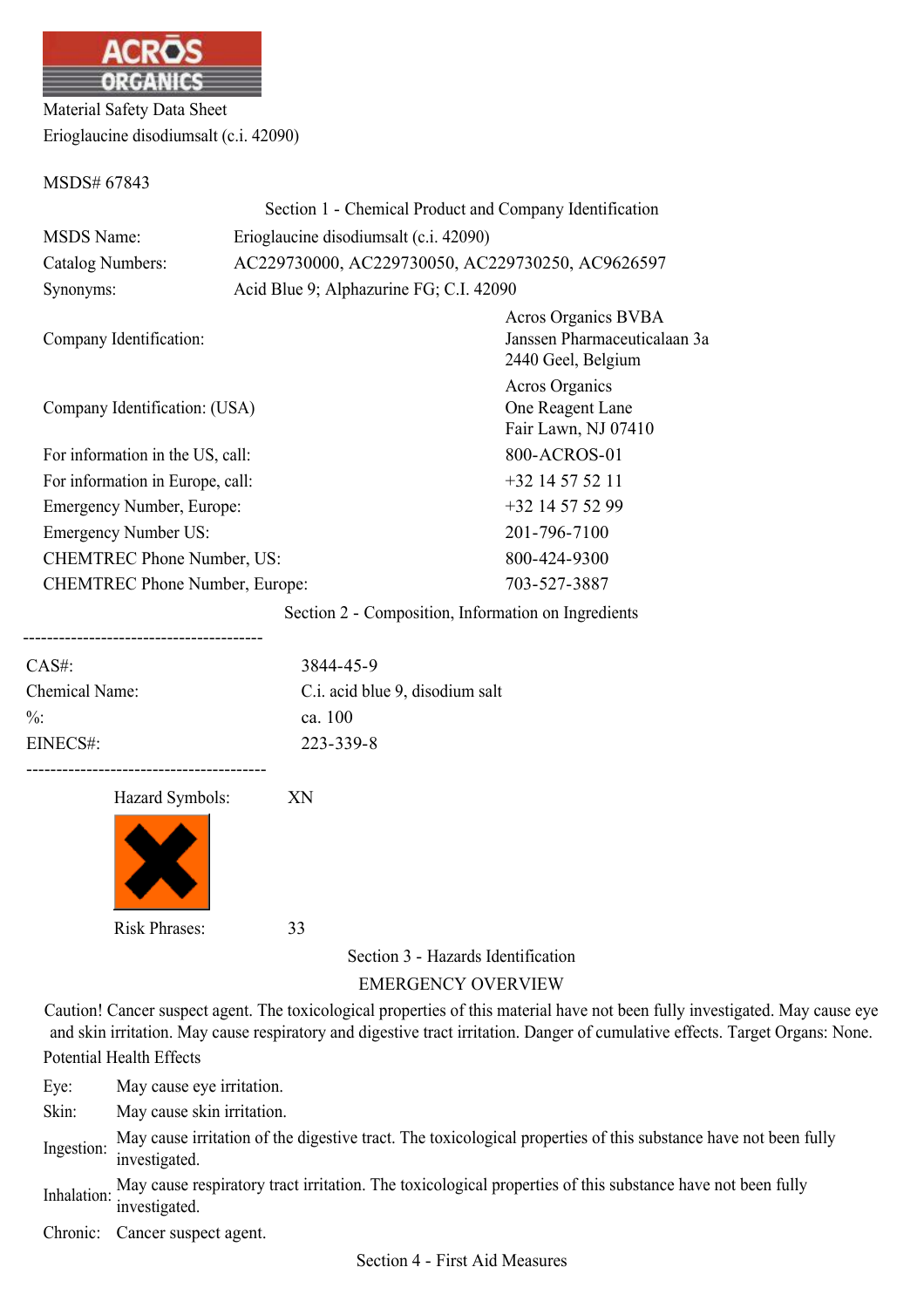ACROS ORGANICS

Material Safety Data Sheet

Erioglaucine disodiumsalt (c.i. 42090)

MSDS# 67843

## Section 1 - Chemical Product and Company Identification

| | |
|---|---|
| MSDS Name: | Erioglaucine disodiumsalt (c.i. 42090) |
| Catalog Numbers: | AC229730000, AC229730050, AC229730250, AC9626597 |
| Synonyms: | Acid Blue 9; Alphazurine FG; C.I. 42090 |
| Company Identification: | Acros Organics BVBA<br>Janssen Pharmaceuticalaan 3a<br>2440 Geel, Belgium |
| Company Identification: (USA) | Acros Organics<br>One Reagent Lane<br>Fair Lawn, NJ 07410 |
| For information in the US, call: | 800-ACROS-01 |
| For information in Europe, call: | +32 14 57 52 11 |
| Emergency Number, Europe: | +32 14 57 52 99 |
| Emergency Number US: | 201-796-7100 |
| CHEMTREC Phone Number, US: | 800-424-9300 |
| CHEMTREC Phone Number, Europe: | 703-527-3887 |

## Section 2 - Composition, Information on Ingredients

----------------------------------------

| | |
|---|---|
| CAS#: | 3844-45-9 |
| Chemical Name: | C.i. acid blue 9, disodium salt |
| %: | ca. 100 |
| EINECS#: | 223-339-8 |

----------------------------------------

Hazard Symbols: XN

Risk Phrases: 33

## Section 3 - Hazards Identification

### EMERGENCY OVERVIEW

Caution! Cancer suspect agent. The toxicological properties of this material have not been fully investigated. May cause eye and skin irritation. May cause respiratory and digestive tract irritation. Danger of cumulative effects. Target Organs: None.

Potential Health Effects

| | |
|---|---|
| Eye: | May cause eye irritation. |
| Skin: | May cause skin irritation. |
| Ingestion: | May cause irritation of the digestive tract. The toxicological properties of this substance have not been fully investigated. |
| Inhalation: | May cause respiratory tract irritation. The toxicological properties of this substance have not been fully investigated. |
| Chronic: | Cancer suspect agent. |

## Section 4 - First Aid Measures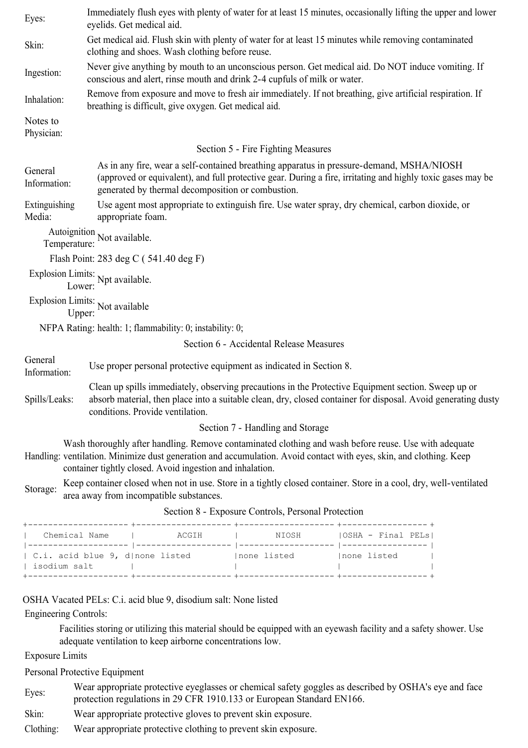| | |
|---|---|
| Eyes: | Immediately flush eyes with plenty of water for at least 15 minutes, occasionally lifting the upper and lower eyelids. Get medical aid. |
| Skin: | Get medical aid. Flush skin with plenty of water for at least 15 minutes while removing contaminated clothing and shoes. Wash clothing before reuse. |
| Ingestion: | Never give anything by mouth to an unconscious person. Get medical aid. Do NOT induce vomiting. If conscious and alert, rinse mouth and drink 2-4 cupfuls of milk or water. |
| Inhalation: | Remove from exposure and move to fresh air immediately. If not breathing, give artificial respiration. If breathing is difficult, give oxygen. Get medical aid. |
| Notes to Physician: | |

## Section 5 - Fire Fighting Measures

| | |
|---|---|
| General Information: | As in any fire, wear a self-contained breathing apparatus in pressure-demand, MSHA/NIOSH (approved or equivalent), and full protective gear. During a fire, irritating and highly toxic gases may be generated by thermal decomposition or combustion. |
| Extinguishing Media: | Use agent most appropriate to extinguish fire. Use water spray, dry chemical, carbon dioxide, or appropriate foam. |

Autoignition Temperature: Not available.

Flash Point: 283 deg C ( 541.40 deg F)

Explosion Limits: Lower: Npt available.

Explosion Limits: Upper: Not available

NFPA Rating: health: 1; flammability: 0; instability: 0;

## Section 6 - Accidental Release Measures

| | |
|---|---|
| General Information: | Use proper personal protective equipment as indicated in Section 8. |
| Spills/Leaks: | Clean up spills immediately, observing precautions in the Protective Equipment section. Sweep up or absorb material, then place into a suitable clean, dry, closed container for disposal. Avoid generating dusty conditions. Provide ventilation. |

## Section 7 - Handling and Storage

| | |
|---|---|
| Handling: | Wash thoroughly after handling. Remove contaminated clothing and wash before reuse. Use with adequate ventilation. Minimize dust generation and accumulation. Avoid contact with eyes, skin, and clothing. Keep container tightly closed. Avoid ingestion and inhalation. |
| Storage: | Keep container closed when not in use. Store in a tightly closed container. Store in a cool, dry, well-ventilated area away from incompatible substances. |

## Section 8 - Exposure Controls, Personal Protection

| Chemical Name | ACGIH | NIOSH | OSHA - Final PELs |
|---|---|---|---|
| C.i. acid blue 9, disodium salt | none listed | none listed | none listed |

OSHA Vacated PELs: C.i. acid blue 9, disodium salt: None listed

Engineering Controls:

Facilities storing or utilizing this material should be equipped with an eyewash facility and a safety shower. Use adequate ventilation to keep airborne concentrations low.

Exposure Limits

Personal Protective Equipment

| | |
|---|---|
| Eyes: | Wear appropriate protective eyeglasses or chemical safety goggles as described by OSHA's eye and face protection regulations in 29 CFR 1910.133 or European Standard EN166. |
| Skin: | Wear appropriate protective gloves to prevent skin exposure. |
| Clothing: | Wear appropriate protective clothing to prevent skin exposure. |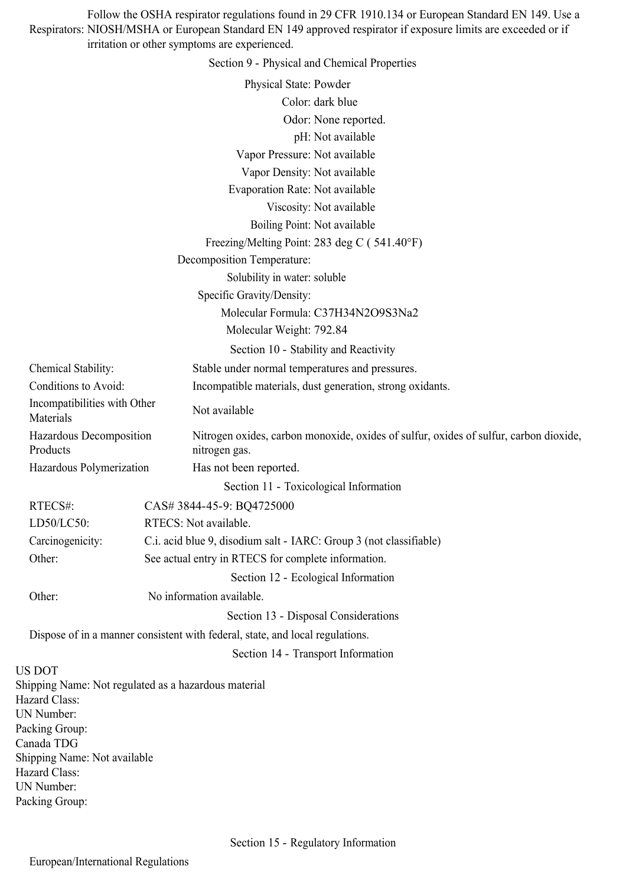**Respirators:** Follow the OSHA respirator regulations found in 29 CFR 1910.134 or European Standard EN 149. Use a NIOSH/MSHA or European Standard EN 149 approved respirator if exposure limits are exceeded or if irritation or other symptoms are experienced.

## Section 9 - Physical and Chemical Properties

| | |
|---|---|
| Physical State: | Powder |
| Color: | dark blue |
| Odor: | None reported. |
| pH: | Not available |
| Vapor Pressure: | Not available |
| Vapor Density: | Not available |
| Evaporation Rate: | Not available |
| Viscosity: | Not available |
| Boiling Point: | Not available |
| Freezing/Melting Point: | 283 deg C ( 541.40°F) |
| Decomposition Temperature: | |
| Solubility in water: | soluble |
| Specific Gravity/Density: | |
| Molecular Formula: | $C_{37}H_{34}N_2O_9S_3Na_2$ |
| Molecular Weight: | 792.84 |

## Section 10 - Stability and Reactivity

| | |
|---|---|
| Chemical Stability: | Stable under normal temperatures and pressures. |
| Conditions to Avoid: | Incompatible materials, dust generation, strong oxidants. |
| Incompatibilities with Other Materials | Not available |
| Hazardous Decomposition Products | Nitrogen oxides, carbon monoxide, oxides of sulfur, oxides of sulfur, carbon dioxide, nitrogen gas. |
| Hazardous Polymerization | Has not been reported. |

## Section 11 - Toxicological Information

| | |
|---|---|
| RTECS#: | CAS# 3844-45-9: BQ4725000 |
| LD50/LC50: | RTECS: Not available. |
| Carcinogenicity: | C.i. acid blue 9, disodium salt - IARC: Group 3 (not classifiable) |
| Other: | See actual entry in RTECS for complete information. |

## Section 12 - Ecological Information

| | |
|---|---|
| Other: | No information available. |

## Section 13 - Disposal Considerations

Dispose of in a manner consistent with federal, state, and local regulations.

## Section 14 - Transport Information

US DOT
Shipping Name: Not regulated as a hazardous material
Hazard Class:
UN Number:
Packing Group:
Canada TDG
Shipping Name: Not available
Hazard Class:
UN Number:
Packing Group:

## Section 15 - Regulatory Information

European/International Regulations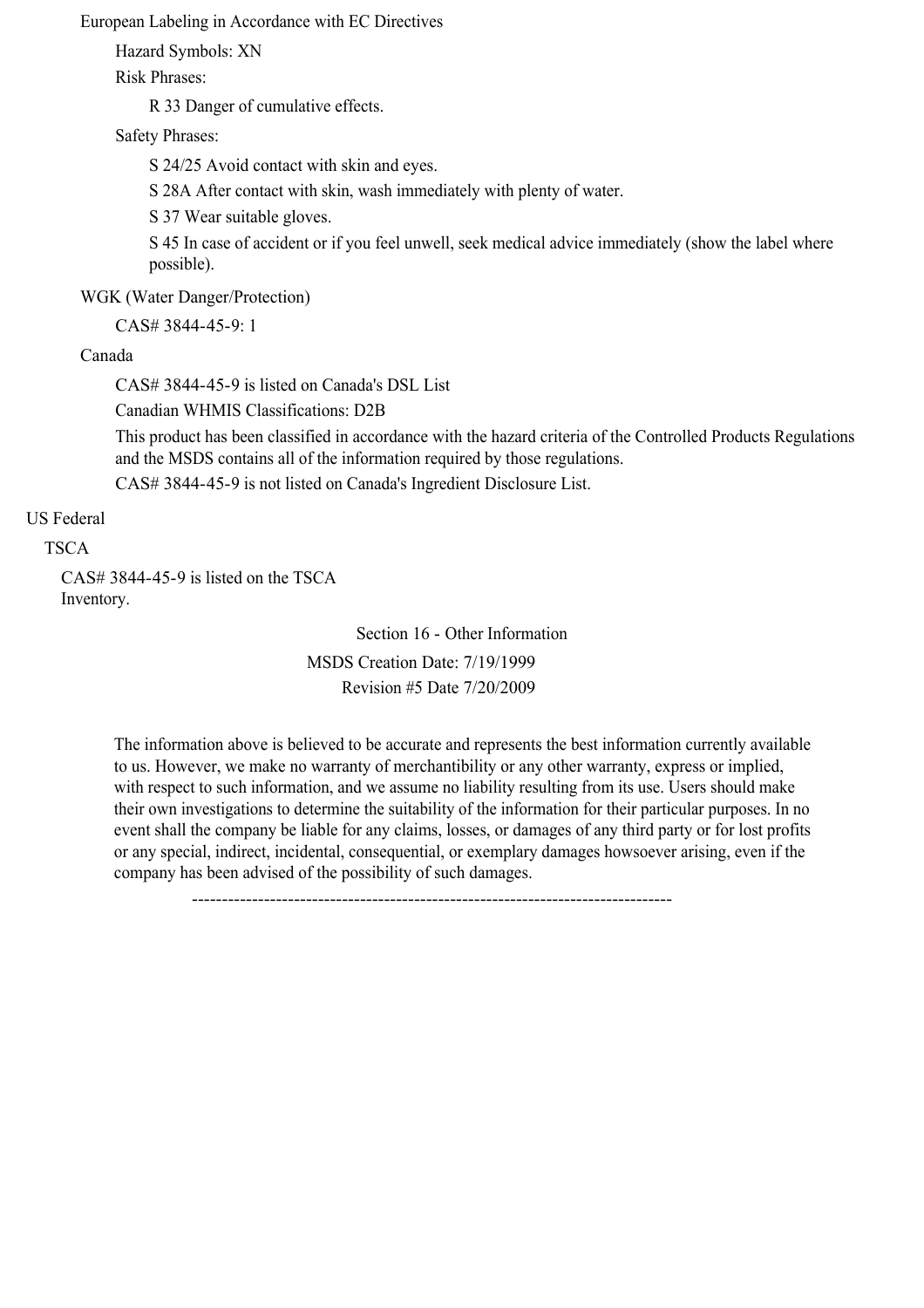European Labeling in Accordance with EC Directives

Hazard Symbols: XN

Risk Phrases:

R 33 Danger of cumulative effects.

Safety Phrases:

S 24/25 Avoid contact with skin and eyes.

S 28A After contact with skin, wash immediately with plenty of water.

S 37 Wear suitable gloves.

S 45 In case of accident or if you feel unwell, seek medical advice immediately (show the label where possible).

WGK (Water Danger/Protection)

CAS# 3844-45-9: 1

Canada

CAS# 3844-45-9 is listed on Canada's DSL List

Canadian WHMIS Classifications: D2B

This product has been classified in accordance with the hazard criteria of the Controlled Products Regulations and the MSDS contains all of the information required by those regulations.

CAS# 3844-45-9 is not listed on Canada's Ingredient Disclosure List.

US Federal

TSCA

CAS# 3844-45-9 is listed on the TSCA Inventory.

## Section 16 - Other Information

MSDS Creation Date: 7/19/1999

Revision #5 Date 7/20/2009

The information above is believed to be accurate and represents the best information currently available to us. However, we make no warranty of merchantibility or any other warranty, express or implied, with respect to such information, and we assume no liability resulting from its use. Users should make their own investigations to determine the suitability of the information for their particular purposes. In no event shall the company be liable for any claims, losses, or damages of any third party or for lost profits or any special, indirect, incidental, consequential, or exemplary damages howsoever arising, even if the company has been advised of the possibility of such damages.

--------------------------------------------------------------------------------